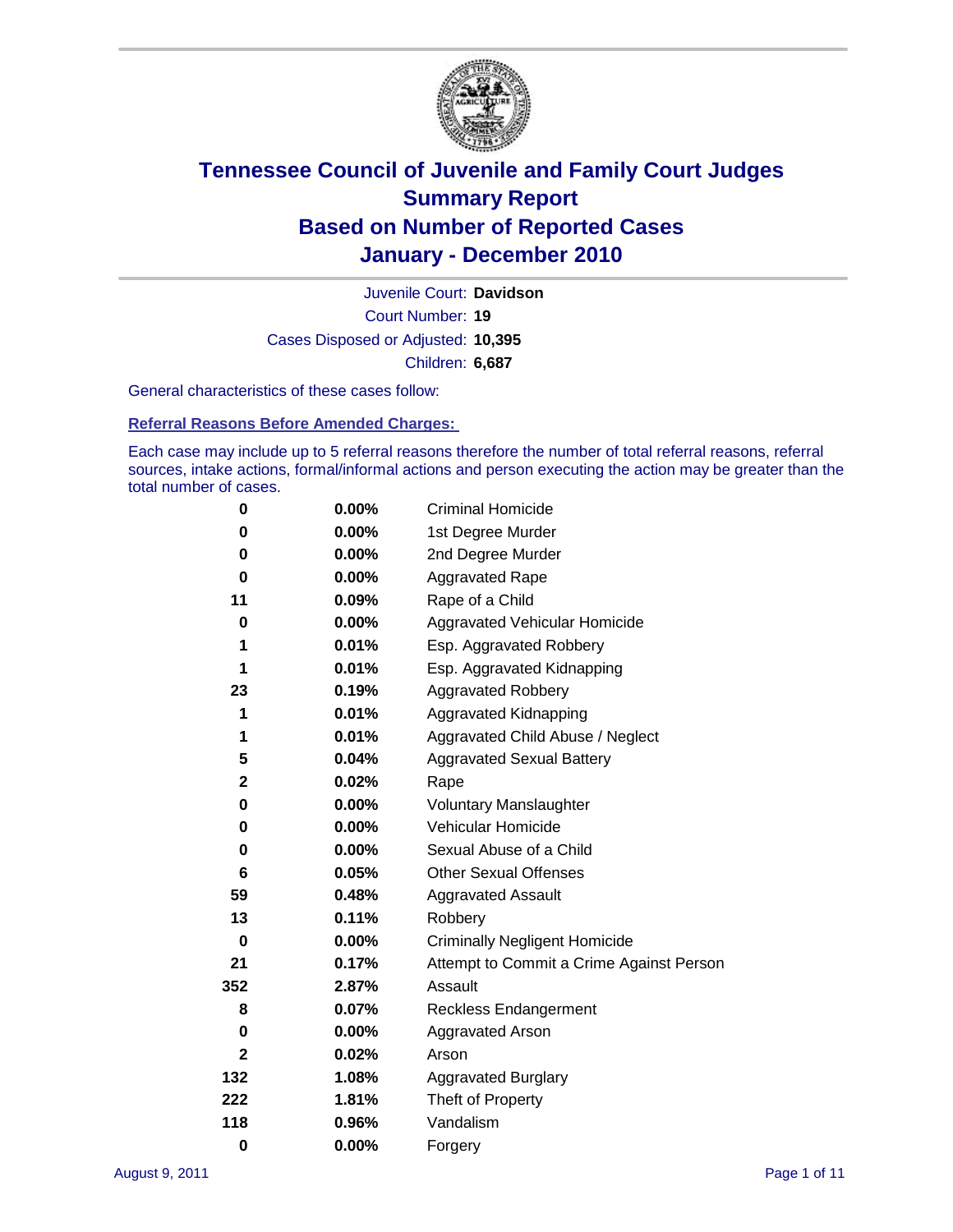# Tennessee Council of Juvenile and Family Court Judges
# Summary Report
# Based on Number of Reported Cases
# January - December 2010

Juvenile Court: **Davidson**

Court Number: **19**

Cases Disposed or Adjusted: **10,395**

Children: **6,687**

General characteristics of these cases follow:

### Referral Reasons Before Amended Charges:

Each case may include up to 5 referral reasons therefore the number of total referral reasons, referral sources, intake actions, formal/informal actions and person executing the action may be greater than the total number of cases.

| | | |
|---|---|---|
| 0 | 0.00% | Criminal Homicide |
| 0 | 0.00% | 1st Degree Murder |
| 0 | 0.00% | 2nd Degree Murder |
| 0 | 0.00% | Aggravated Rape |
| 11 | 0.09% | Rape of a Child |
| 0 | 0.00% | Aggravated Vehicular Homicide |
| 1 | 0.01% | Esp. Aggravated Robbery |
| 1 | 0.01% | Esp. Aggravated Kidnapping |
| 23 | 0.19% | Aggravated Robbery |
| 1 | 0.01% | Aggravated Kidnapping |
| 1 | 0.01% | Aggravated Child Abuse / Neglect |
| 5 | 0.04% | Aggravated Sexual Battery |
| 2 | 0.02% | Rape |
| 0 | 0.00% | Voluntary Manslaughter |
| 0 | 0.00% | Vehicular Homicide |
| 0 | 0.00% | Sexual Abuse of a Child |
| 6 | 0.05% | Other Sexual Offenses |
| 59 | 0.48% | Aggravated Assault |
| 13 | 0.11% | Robbery |
| 0 | 0.00% | Criminally Negligent Homicide |
| 21 | 0.17% | Attempt to Commit a Crime Against Person |
| 352 | 2.87% | Assault |
| 8 | 0.07% | Reckless Endangerment |
| 0 | 0.00% | Aggravated Arson |
| 2 | 0.02% | Arson |
| 132 | 1.08% | Aggravated Burglary |
| 222 | 1.81% | Theft of Property |
| 118 | 0.96% | Vandalism |
| 0 | 0.00% | Forgery |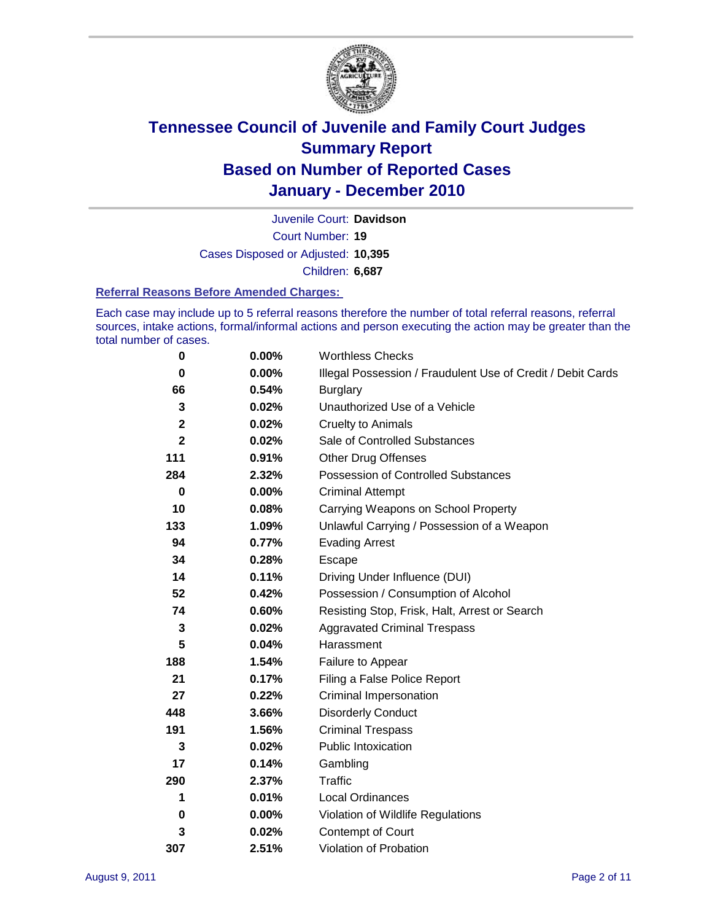# Tennessee Council of Juvenile and Family Court Judges
## Summary Report
## Based on Number of Reported Cases
## January - December 2010

Juvenile Court: **Davidson**
Court Number: **19**
Cases Disposed or Adjusted: **10,395**
Children: **6,687**

### Referral Reasons Before Amended Charges:

Each case may include up to 5 referral reasons therefore the number of total referral reasons, referral sources, intake actions, formal/informal actions and person executing the action may be greater than the total number of cases.

| | | |
|---|---|---|
| 0 | 0.00% | Worthless Checks |
| 0 | 0.00% | Illegal Possession / Fraudulent Use of Credit / Debit Cards |
| 66 | 0.54% | Burglary |
| 3 | 0.02% | Unauthorized Use of a Vehicle |
| 2 | 0.02% | Cruelty to Animals |
| 2 | 0.02% | Sale of Controlled Substances |
| 111 | 0.91% | Other Drug Offenses |
| 284 | 2.32% | Possession of Controlled Substances |
| 0 | 0.00% | Criminal Attempt |
| 10 | 0.08% | Carrying Weapons on School Property |
| 133 | 1.09% | Unlawful Carrying / Possession of a Weapon |
| 94 | 0.77% | Evading Arrest |
| 34 | 0.28% | Escape |
| 14 | 0.11% | Driving Under Influence (DUI) |
| 52 | 0.42% | Possession / Consumption of Alcohol |
| 74 | 0.60% | Resisting Stop, Frisk, Halt, Arrest or Search |
| 3 | 0.02% | Aggravated Criminal Trespass |
| 5 | 0.04% | Harassment |
| 188 | 1.54% | Failure to Appear |
| 21 | 0.17% | Filing a False Police Report |
| 27 | 0.22% | Criminal Impersonation |
| 448 | 3.66% | Disorderly Conduct |
| 191 | 1.56% | Criminal Trespass |
| 3 | 0.02% | Public Intoxication |
| 17 | 0.14% | Gambling |
| 290 | 2.37% | Traffic |
| 1 | 0.01% | Local Ordinances |
| 0 | 0.00% | Violation of Wildlife Regulations |
| 3 | 0.02% | Contempt of Court |
| 307 | 2.51% | Violation of Probation |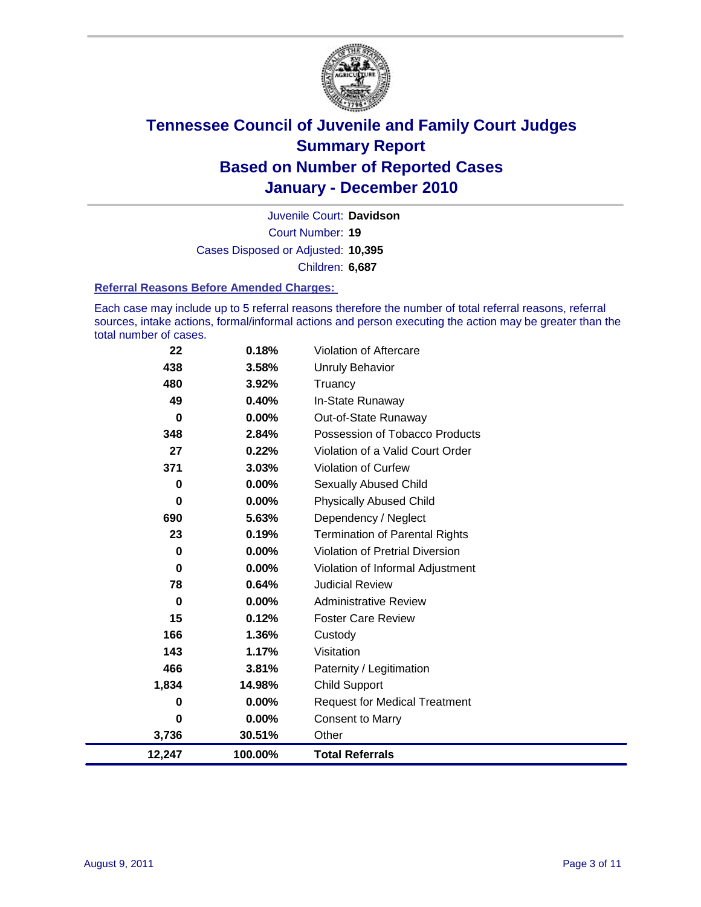# Tennessee Council of Juvenile and Family Court Judges
## Summary Report
## Based on Number of Reported Cases
## January - December 2010

Juvenile Court: **Davidson**

Court Number: **19**

Cases Disposed or Adjusted: **10,395**

Children: **6,687**

### Referral Reasons Before Amended Charges:

Each case may include up to 5 referral reasons therefore the number of total referral reasons, referral sources, intake actions, formal/informal actions and person executing the action may be greater than the total number of cases.

| Count | Percent | Referral Reason |
|---|---|---|
| 22 | 0.18% | Violation of Aftercare |
| 438 | 3.58% | Unruly Behavior |
| 480 | 3.92% | Truancy |
| 49 | 0.40% | In-State Runaway |
| 0 | 0.00% | Out-of-State Runaway |
| 348 | 2.84% | Possession of Tobacco Products |
| 27 | 0.22% | Violation of a Valid Court Order |
| 371 | 3.03% | Violation of Curfew |
| 0 | 0.00% | Sexually Abused Child |
| 0 | 0.00% | Physically Abused Child |
| 690 | 5.63% | Dependency / Neglect |
| 23 | 0.19% | Termination of Parental Rights |
| 0 | 0.00% | Violation of Pretrial Diversion |
| 0 | 0.00% | Violation of Informal Adjustment |
| 78 | 0.64% | Judicial Review |
| 0 | 0.00% | Administrative Review |
| 15 | 0.12% | Foster Care Review |
| 166 | 1.36% | Custody |
| 143 | 1.17% | Visitation |
| 466 | 3.81% | Paternity / Legitimation |
| 1,834 | 14.98% | Child Support |
| 0 | 0.00% | Request for Medical Treatment |
| 0 | 0.00% | Consent to Marry |
| 3,736 | 30.51% | Other |
| **12,247** | **100.00%** | **Total Referrals** |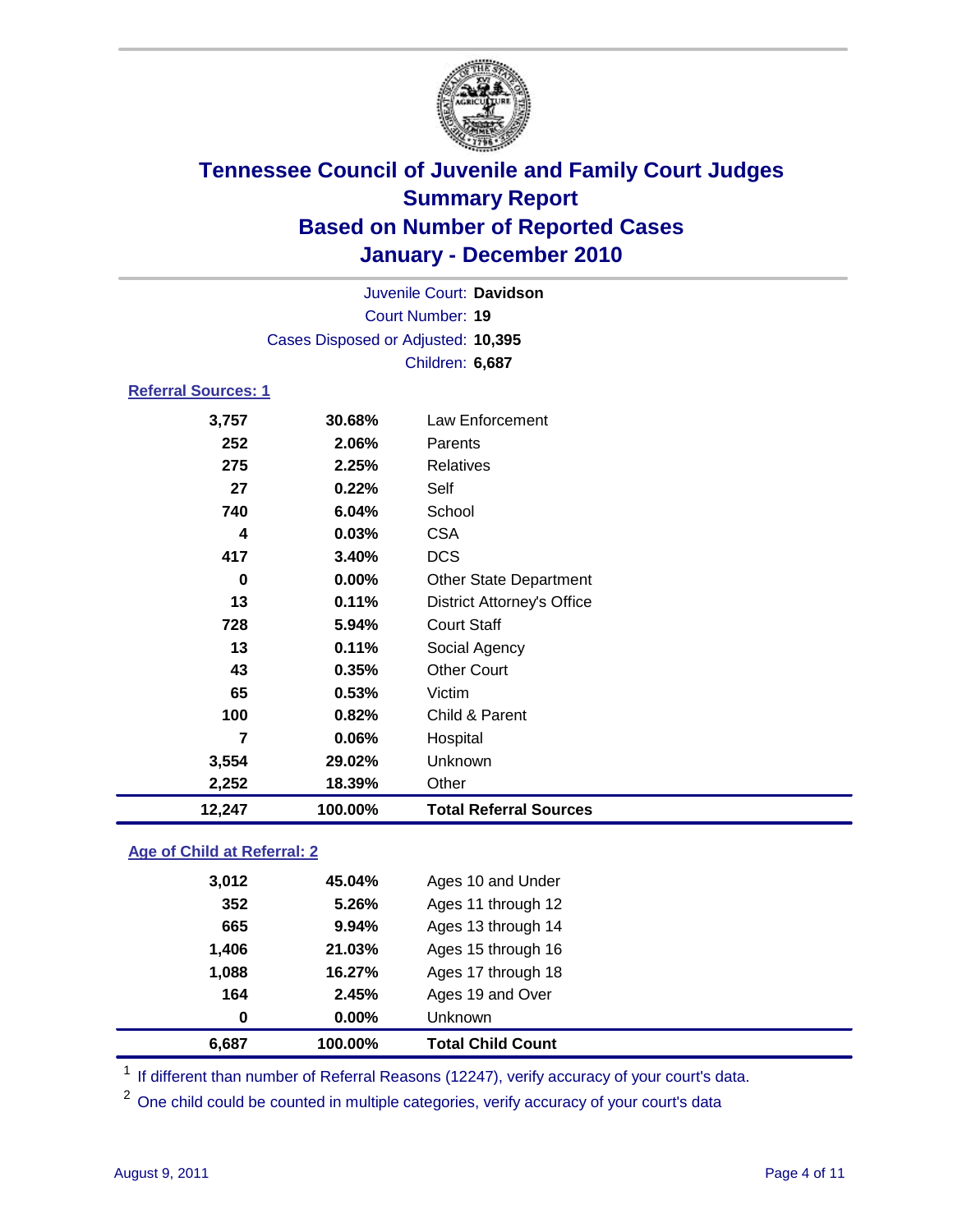# Tennessee Council of Juvenile and Family Court Judges
## Summary Report
## Based on Number of Reported Cases
## January - December 2010

Juvenile Court: **Davidson**

Court Number: **19**

Cases Disposed or Adjusted: **10,395**

Children: **6,687**

### Referral Sources: 1

| | | |
|---|---|---|
| 3,757 | 30.68% | Law Enforcement |
| 252 | 2.06% | Parents |
| 275 | 2.25% | Relatives |
| 27 | 0.22% | Self |
| 740 | 6.04% | School |
| 4 | 0.03% | CSA |
| 417 | 3.40% | DCS |
| 0 | 0.00% | Other State Department |
| 13 | 0.11% | District Attorney's Office |
| 728 | 5.94% | Court Staff |
| 13 | 0.11% | Social Agency |
| 43 | 0.35% | Other Court |
| 65 | 0.53% | Victim |
| 100 | 0.82% | Child & Parent |
| 7 | 0.06% | Hospital |
| 3,554 | 29.02% | Unknown |
| 2,252 | 18.39% | Other |
| **12,247** | **100.00%** | **Total Referral Sources** |

### Age of Child at Referral: 2

| | | |
|---|---|---|
| 3,012 | 45.04% | Ages 10 and Under |
| 352 | 5.26% | Ages 11 through 12 |
| 665 | 9.94% | Ages 13 through 14 |
| 1,406 | 21.03% | Ages 15 through 16 |
| 1,088 | 16.27% | Ages 17 through 18 |
| 164 | 2.45% | Ages 19 and Over |
| 0 | 0.00% | Unknown |
| **6,687** | **100.00%** | **Total Child Count** |

[1] If different than number of Referral Reasons (12247), verify accuracy of your court's data.

[2] One child could be counted in multiple categories, verify accuracy of your court's data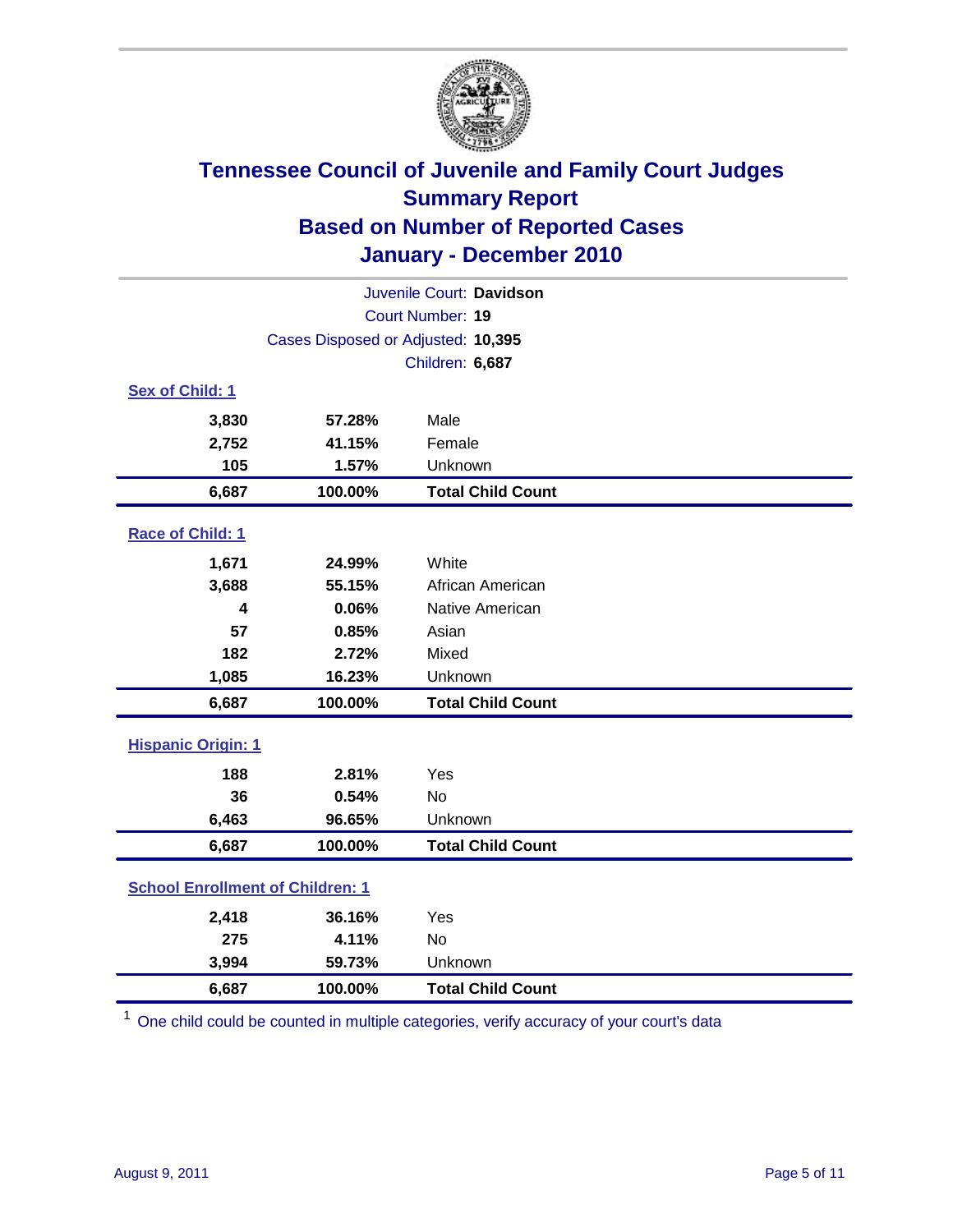# Tennessee Council of Juvenile and Family Court Judges
## Summary Report
## Based on Number of Reported Cases
## January - December 2010

Juvenile Court: **Davidson**
Court Number: **19**
Cases Disposed or Adjusted: **10,395**
Children: **6,687**

### Sex of Child: 1

| Count | Percent | Category |
|---|---|---|
| 3,830 | 57.28% | Male |
| 2,752 | 41.15% | Female |
| 105 | 1.57% | Unknown |
| **6,687** | **100.00%** | **Total Child Count** |

### Race of Child: 1

| Count | Percent | Category |
|---|---|---|
| 1,671 | 24.99% | White |
| 3,688 | 55.15% | African American |
| 4 | 0.06% | Native American |
| 57 | 0.85% | Asian |
| 182 | 2.72% | Mixed |
| 1,085 | 16.23% | Unknown |
| **6,687** | **100.00%** | **Total Child Count** |

### Hispanic Origin: 1

| Count | Percent | Category |
|---|---|---|
| 188 | 2.81% | Yes |
| 36 | 0.54% | No |
| 6,463 | 96.65% | Unknown |
| **6,687** | **100.00%** | **Total Child Count** |

### School Enrollment of Children: 1

| Count | Percent | Category |
|---|---|---|
| 2,418 | 36.16% | Yes |
| 275 | 4.11% | No |
| 3,994 | 59.73% | Unknown |
| **6,687** | **100.00%** | **Total Child Count** |

[1] One child could be counted in multiple categories, verify accuracy of your court's data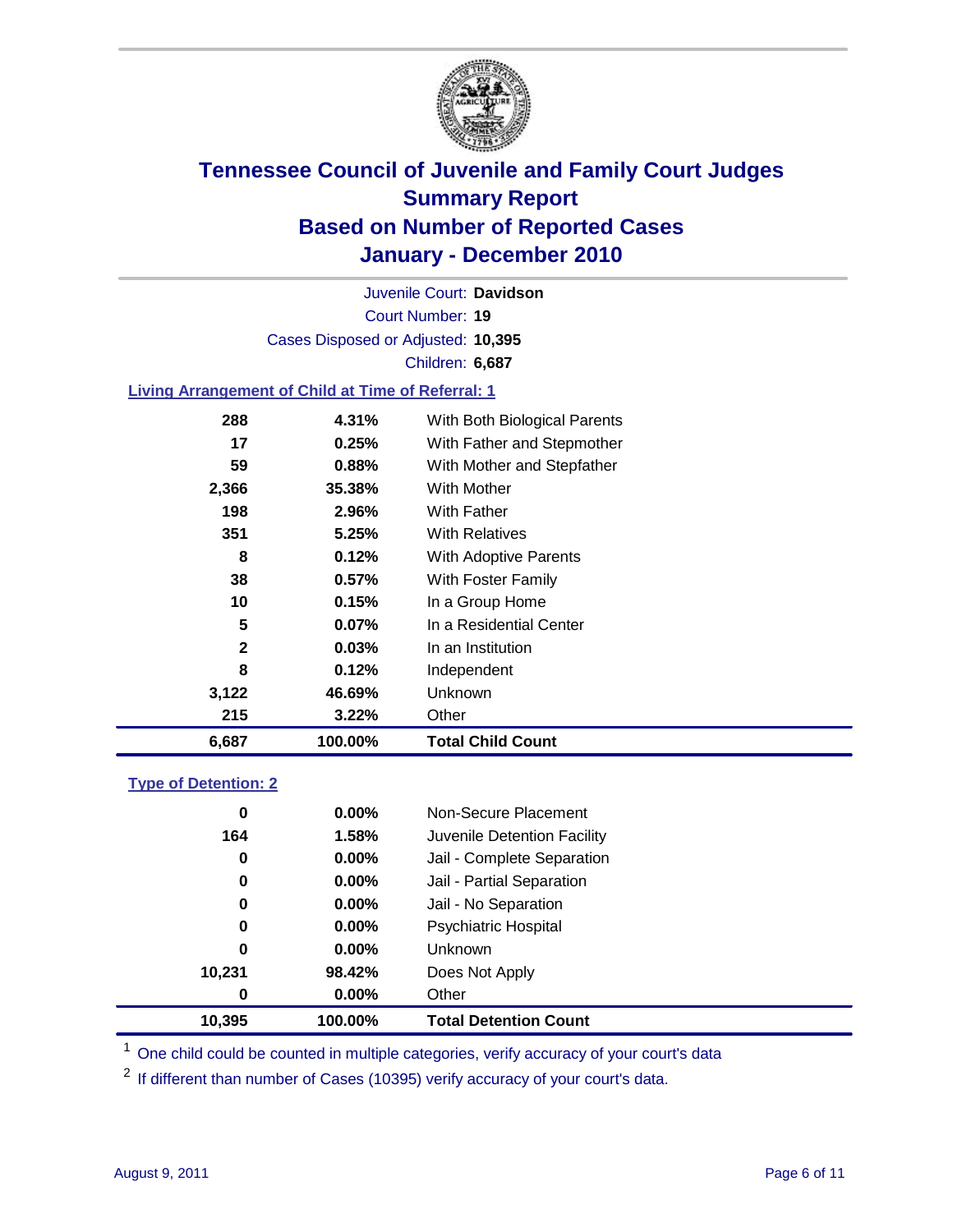# Tennessee Council of Juvenile and Family Court Judges
## Summary Report
## Based on Number of Reported Cases
## January - December 2010

Juvenile Court: **Davidson**

Court Number: **19**

Cases Disposed or Adjusted: **10,395**

Children: **6,687**

### Living Arrangement of Child at Time of Referral: 1

| Count | Percent | Living Arrangement |
|---|---|---|
| 288 | 4.31% | With Both Biological Parents |
| 17 | 0.25% | With Father and Stepmother |
| 59 | 0.88% | With Mother and Stepfather |
| 2,366 | 35.38% | With Mother |
| 198 | 2.96% | With Father |
| 351 | 5.25% | With Relatives |
| 8 | 0.12% | With Adoptive Parents |
| 38 | 0.57% | With Foster Family |
| 10 | 0.15% | In a Group Home |
| 5 | 0.07% | In a Residential Center |
| 2 | 0.03% | In an Institution |
| 8 | 0.12% | Independent |
| 3,122 | 46.69% | Unknown |
| 215 | 3.22% | Other |
| **6,687** | **100.00%** | **Total Child Count** |

### Type of Detention: 2

| Count | Percent | Type of Detention |
|---|---|---|
| 0 | 0.00% | Non-Secure Placement |
| 164 | 1.58% | Juvenile Detention Facility |
| 0 | 0.00% | Jail - Complete Separation |
| 0 | 0.00% | Jail - Partial Separation |
| 0 | 0.00% | Jail - No Separation |
| 0 | 0.00% | Psychiatric Hospital |
| 0 | 0.00% | Unknown |
| 10,231 | 98.42% | Does Not Apply |
| 0 | 0.00% | Other |
| **10,395** | **100.00%** | **Total Detention Count** |

[1] One child could be counted in multiple categories, verify accuracy of your court's data

[2] If different than number of Cases (10395) verify accuracy of your court's data.

August 9, 2011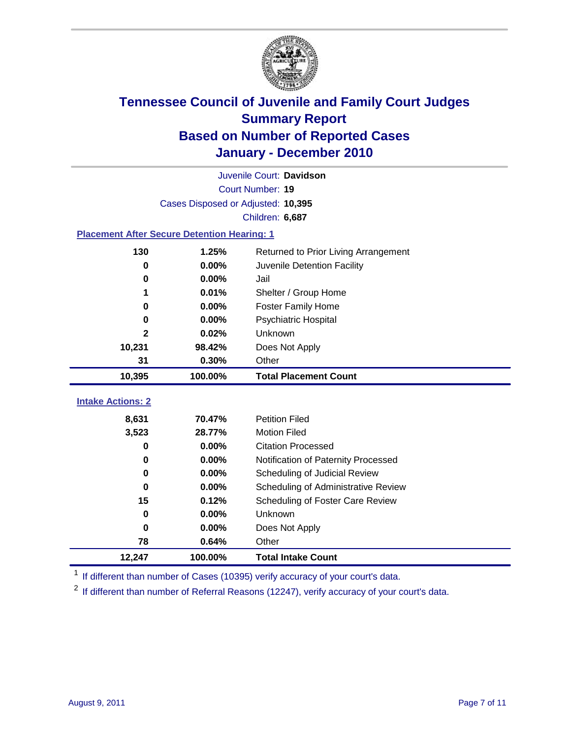# Tennessee Council of Juvenile and Family Court Judges
## Summary Report
## Based on Number of Reported Cases
## January - December 2010

Juvenile Court: **Davidson**
Court Number: **19**
Cases Disposed or Adjusted: **10,395**
Children: **6,687**

### Placement After Secure Detention Hearing: 1

| Count | Percent | Placement |
|---|---|---|
| 130 | 1.25% | Returned to Prior Living Arrangement |
| 0 | 0.00% | Juvenile Detention Facility |
| 0 | 0.00% | Jail |
| 1 | 0.01% | Shelter / Group Home |
| 0 | 0.00% | Foster Family Home |
| 0 | 0.00% | Psychiatric Hospital |
| 2 | 0.02% | Unknown |
| 10,231 | 98.42% | Does Not Apply |
| 31 | 0.30% | Other |
| **10,395** | **100.00%** | **Total Placement Count** |

### Intake Actions: 2

| Count | Percent | Intake Action |
|---|---|---|
| 8,631 | 70.47% | Petition Filed |
| 3,523 | 28.77% | Motion Filed |
| 0 | 0.00% | Citation Processed |
| 0 | 0.00% | Notification of Paternity Processed |
| 0 | 0.00% | Scheduling of Judicial Review |
| 0 | 0.00% | Scheduling of Administrative Review |
| 15 | 0.12% | Scheduling of Foster Care Review |
| 0 | 0.00% | Unknown |
| 0 | 0.00% | Does Not Apply |
| 78 | 0.64% | Other |
| **12,247** | **100.00%** | **Total Intake Count** |

[1] If different than number of Cases (10395) verify accuracy of your court's data.

[2] If different than number of Referral Reasons (12247), verify accuracy of your court's data.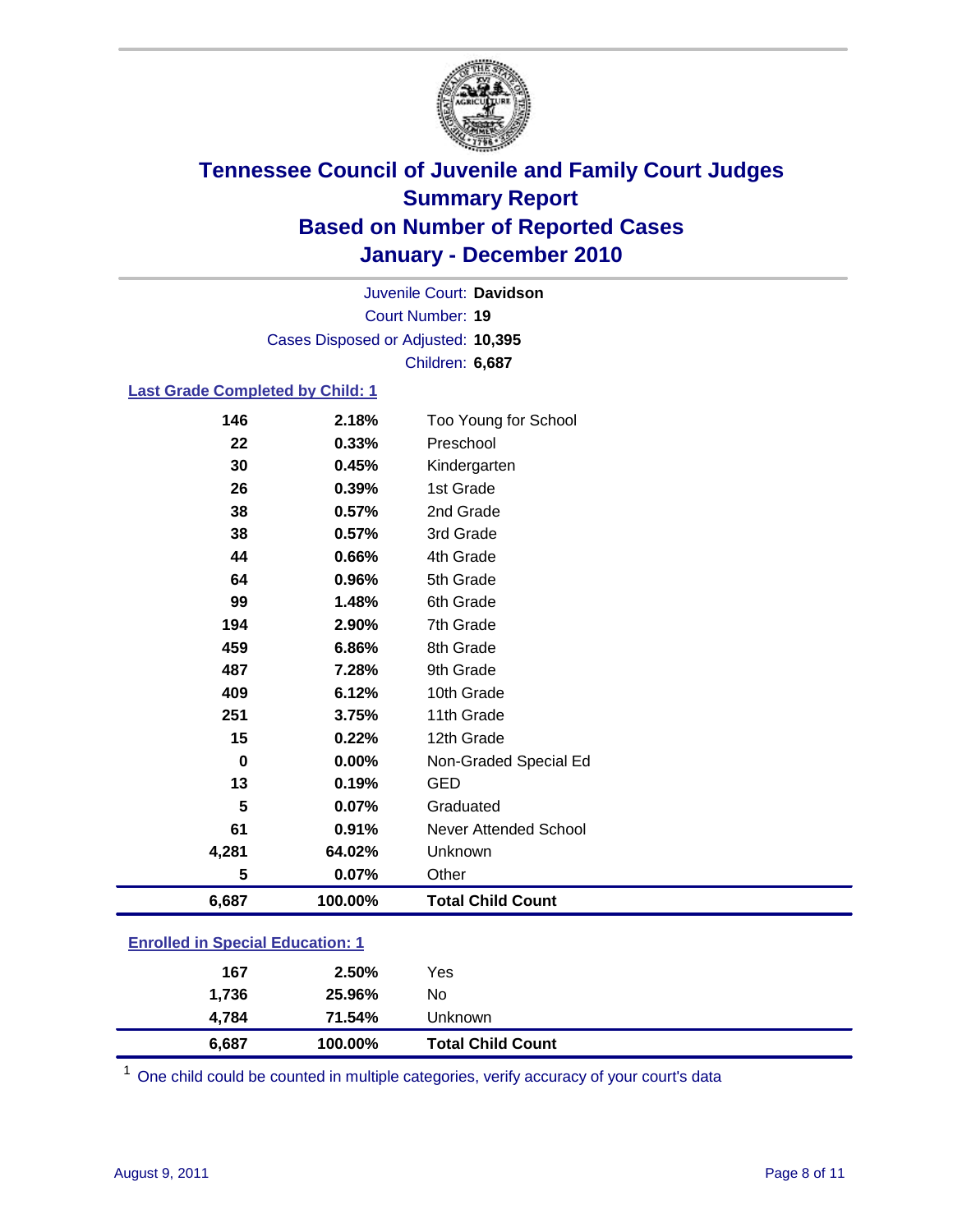# Tennessee Council of Juvenile and Family Court Judges
## Summary Report
## Based on Number of Reported Cases
## January - December 2010

Juvenile Court: **Davidson**

Court Number: **19**

Cases Disposed or Adjusted: **10,395**

Children: **6,687**

### Last Grade Completed by Child: 1

| Count | Percent | Category |
|---|---|---|
| 146 | 2.18% | Too Young for School |
| 22 | 0.33% | Preschool |
| 30 | 0.45% | Kindergarten |
| 26 | 0.39% | 1st Grade |
| 38 | 0.57% | 2nd Grade |
| 38 | 0.57% | 3rd Grade |
| 44 | 0.66% | 4th Grade |
| 64 | 0.96% | 5th Grade |
| 99 | 1.48% | 6th Grade |
| 194 | 2.90% | 7th Grade |
| 459 | 6.86% | 8th Grade |
| 487 | 7.28% | 9th Grade |
| 409 | 6.12% | 10th Grade |
| 251 | 3.75% | 11th Grade |
| 15 | 0.22% | 12th Grade |
| 0 | 0.00% | Non-Graded Special Ed |
| 13 | 0.19% | GED |
| 5 | 0.07% | Graduated |
| 61 | 0.91% | Never Attended School |
| 4,281 | 64.02% | Unknown |
| 5 | 0.07% | Other |
| **6,687** | **100.00%** | **Total Child Count** |

### Enrolled in Special Education: 1

| Count | Percent | Category |
|---|---|---|
| 167 | 2.50% | Yes |
| 1,736 | 25.96% | No |
| 4,784 | 71.54% | Unknown |
| **6,687** | **100.00%** | **Total Child Count** |

[1] One child could be counted in multiple categories, verify accuracy of your court's data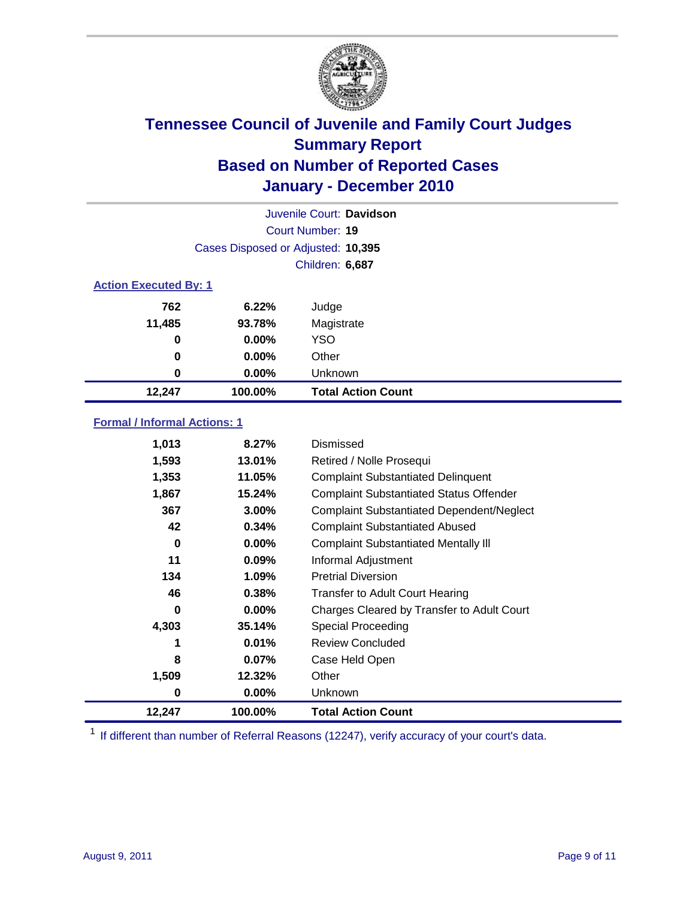# Tennessee Council of Juvenile and Family Court Judges
## Summary Report
## Based on Number of Reported Cases
## January - December 2010

Juvenile Court: **Davidson**
Court Number: **19**
Cases Disposed or Adjusted: **10,395**
Children: **6,687**

### Action Executed By: 1

| | | |
|---|---|---|
| 762 | 6.22% | Judge |
| 11,485 | 93.78% | Magistrate |
| 0 | 0.00% | YSO |
| 0 | 0.00% | Other |
| 0 | 0.00% | Unknown |
| **12,247** | **100.00%** | **Total Action Count** |

### Formal / Informal Actions: 1

| | | |
|---|---|---|
| 1,013 | 8.27% | Dismissed |
| 1,593 | 13.01% | Retired / Nolle Prosequi |
| 1,353 | 11.05% | Complaint Substantiated Delinquent |
| 1,867 | 15.24% | Complaint Substantiated Status Offender |
| 367 | 3.00% | Complaint Substantiated Dependent/Neglect |
| 42 | 0.34% | Complaint Substantiated Abused |
| 0 | 0.00% | Complaint Substantiated Mentally Ill |
| 11 | 0.09% | Informal Adjustment |
| 134 | 1.09% | Pretrial Diversion |
| 46 | 0.38% | Transfer to Adult Court Hearing |
| 0 | 0.00% | Charges Cleared by Transfer to Adult Court |
| 4,303 | 35.14% | Special Proceeding |
| 1 | 0.01% | Review Concluded |
| 8 | 0.07% | Case Held Open |
| 1,509 | 12.32% | Other |
| 0 | 0.00% | Unknown |
| **12,247** | **100.00%** | **Total Action Count** |

[1] If different than number of Referral Reasons (12247), verify accuracy of your court's data.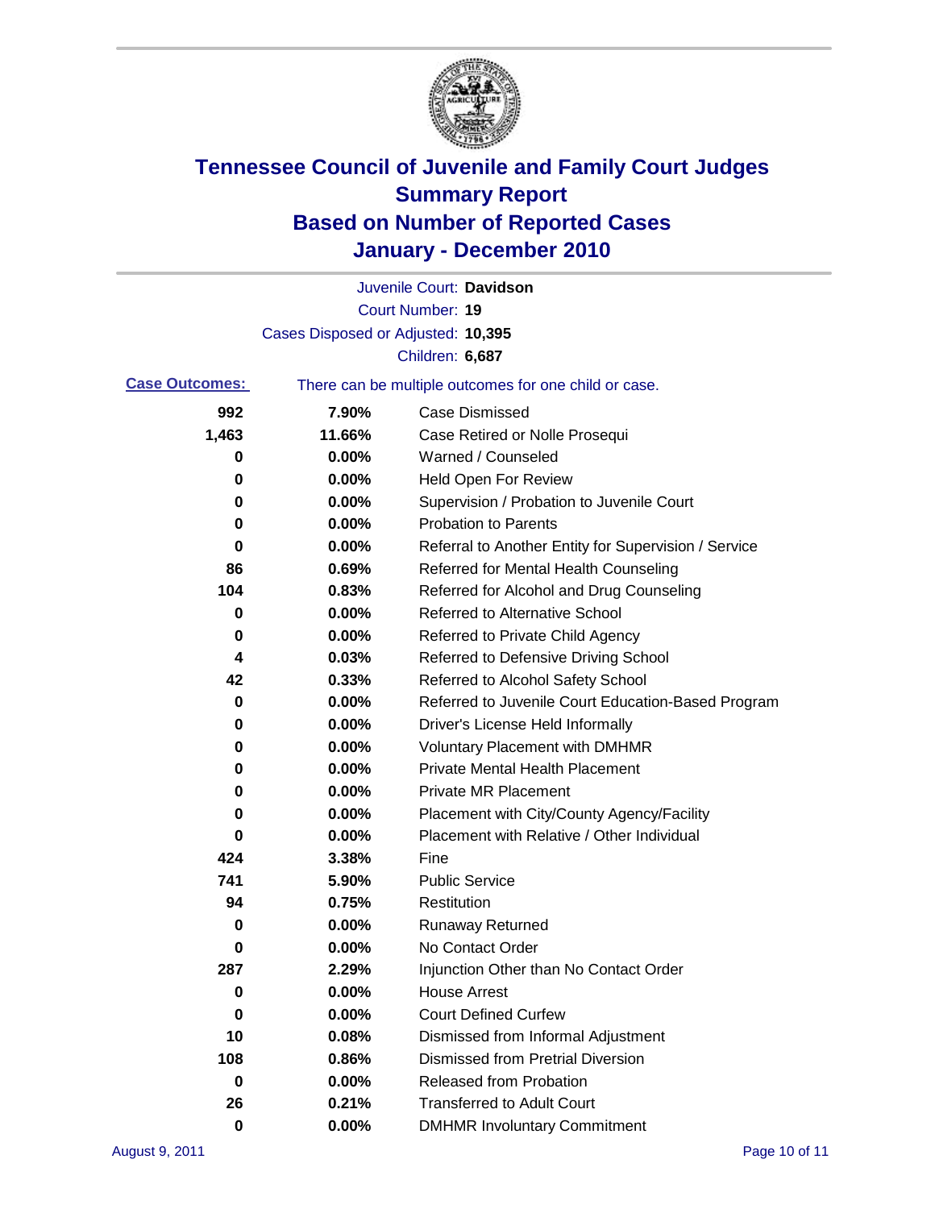# Tennessee Council of Juvenile and Family Court Judges
## Summary Report
## Based on Number of Reported Cases
## January - December 2010

Juvenile Court: **Davidson**

Court Number: **19**

Cases Disposed or Adjusted: **10,395**

Children: **6,687**

**Case Outcomes:** There can be multiple outcomes for one child or case.

| Count | Percent | Outcome |
|---|---|---|
| 992 | 7.90% | Case Dismissed |
| 1,463 | 11.66% | Case Retired or Nolle Prosequi |
| 0 | 0.00% | Warned / Counseled |
| 0 | 0.00% | Held Open For Review |
| 0 | 0.00% | Supervision / Probation to Juvenile Court |
| 0 | 0.00% | Probation to Parents |
| 0 | 0.00% | Referral to Another Entity for Supervision / Service |
| 86 | 0.69% | Referred for Mental Health Counseling |
| 104 | 0.83% | Referred for Alcohol and Drug Counseling |
| 0 | 0.00% | Referred to Alternative School |
| 0 | 0.00% | Referred to Private Child Agency |
| 4 | 0.03% | Referred to Defensive Driving School |
| 42 | 0.33% | Referred to Alcohol Safety School |
| 0 | 0.00% | Referred to Juvenile Court Education-Based Program |
| 0 | 0.00% | Driver's License Held Informally |
| 0 | 0.00% | Voluntary Placement with DMHMR |
| 0 | 0.00% | Private Mental Health Placement |
| 0 | 0.00% | Private MR Placement |
| 0 | 0.00% | Placement with City/County Agency/Facility |
| 0 | 0.00% | Placement with Relative / Other Individual |
| 424 | 3.38% | Fine |
| 741 | 5.90% | Public Service |
| 94 | 0.75% | Restitution |
| 0 | 0.00% | Runaway Returned |
| 0 | 0.00% | No Contact Order |
| 287 | 2.29% | Injunction Other than No Contact Order |
| 0 | 0.00% | House Arrest |
| 0 | 0.00% | Court Defined Curfew |
| 10 | 0.08% | Dismissed from Informal Adjustment |
| 108 | 0.86% | Dismissed from Pretrial Diversion |
| 0 | 0.00% | Released from Probation |
| 26 | 0.21% | Transferred to Adult Court |
| 0 | 0.00% | DMHMR Involuntary Commitment |

August 9, 2011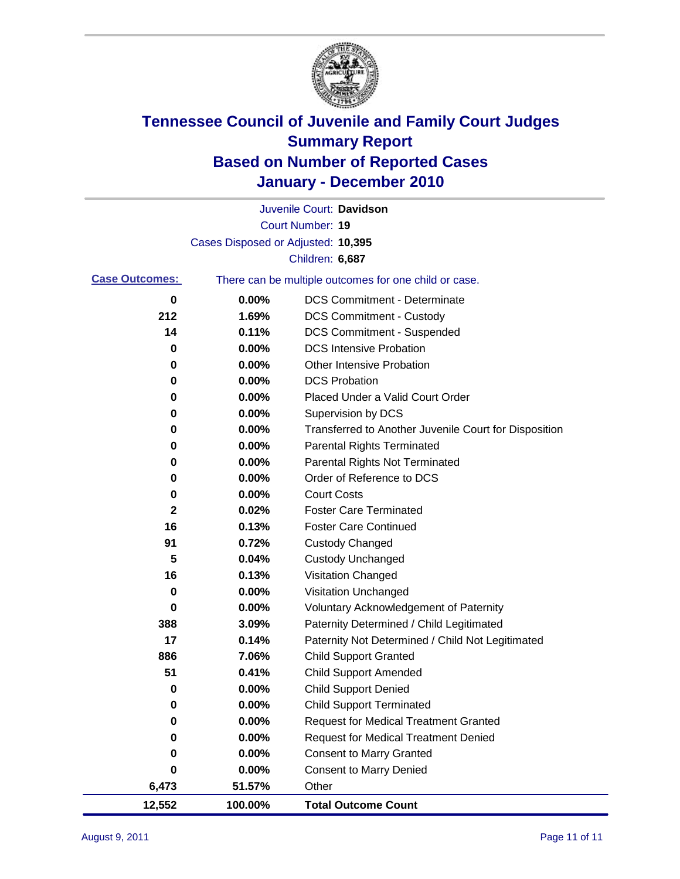# Tennessee Council of Juvenile and Family Court Judges
## Summary Report
## Based on Number of Reported Cases
## January - December 2010

Juvenile Court: **Davidson**
Court Number: **19**
Cases Disposed or Adjusted: **10,395**
Children: **6,687**

**Case Outcomes:** There can be multiple outcomes for one child or case.

| | | |
|---|---|---|
| 0 | 0.00% | DCS Commitment - Determinate |
| 212 | 1.69% | DCS Commitment - Custody |
| 14 | 0.11% | DCS Commitment - Suspended |
| 0 | 0.00% | DCS Intensive Probation |
| 0 | 0.00% | Other Intensive Probation |
| 0 | 0.00% | DCS Probation |
| 0 | 0.00% | Placed Under a Valid Court Order |
| 0 | 0.00% | Supervision by DCS |
| 0 | 0.00% | Transferred to Another Juvenile Court for Disposition |
| 0 | 0.00% | Parental Rights Terminated |
| 0 | 0.00% | Parental Rights Not Terminated |
| 0 | 0.00% | Order of Reference to DCS |
| 0 | 0.00% | Court Costs |
| 2 | 0.02% | Foster Care Terminated |
| 16 | 0.13% | Foster Care Continued |
| 91 | 0.72% | Custody Changed |
| 5 | 0.04% | Custody Unchanged |
| 16 | 0.13% | Visitation Changed |
| 0 | 0.00% | Visitation Unchanged |
| 0 | 0.00% | Voluntary Acknowledgement of Paternity |
| 388 | 3.09% | Paternity Determined / Child Legitimated |
| 17 | 0.14% | Paternity Not Determined / Child Not Legitimated |
| 886 | 7.06% | Child Support Granted |
| 51 | 0.41% | Child Support Amended |
| 0 | 0.00% | Child Support Denied |
| 0 | 0.00% | Child Support Terminated |
| 0 | 0.00% | Request for Medical Treatment Granted |
| 0 | 0.00% | Request for Medical Treatment Denied |
| 0 | 0.00% | Consent to Marry Granted |
| 0 | 0.00% | Consent to Marry Denied |
| 6,473 | 51.57% | Other |
| **12,552** | **100.00%** | **Total Outcome Count** |